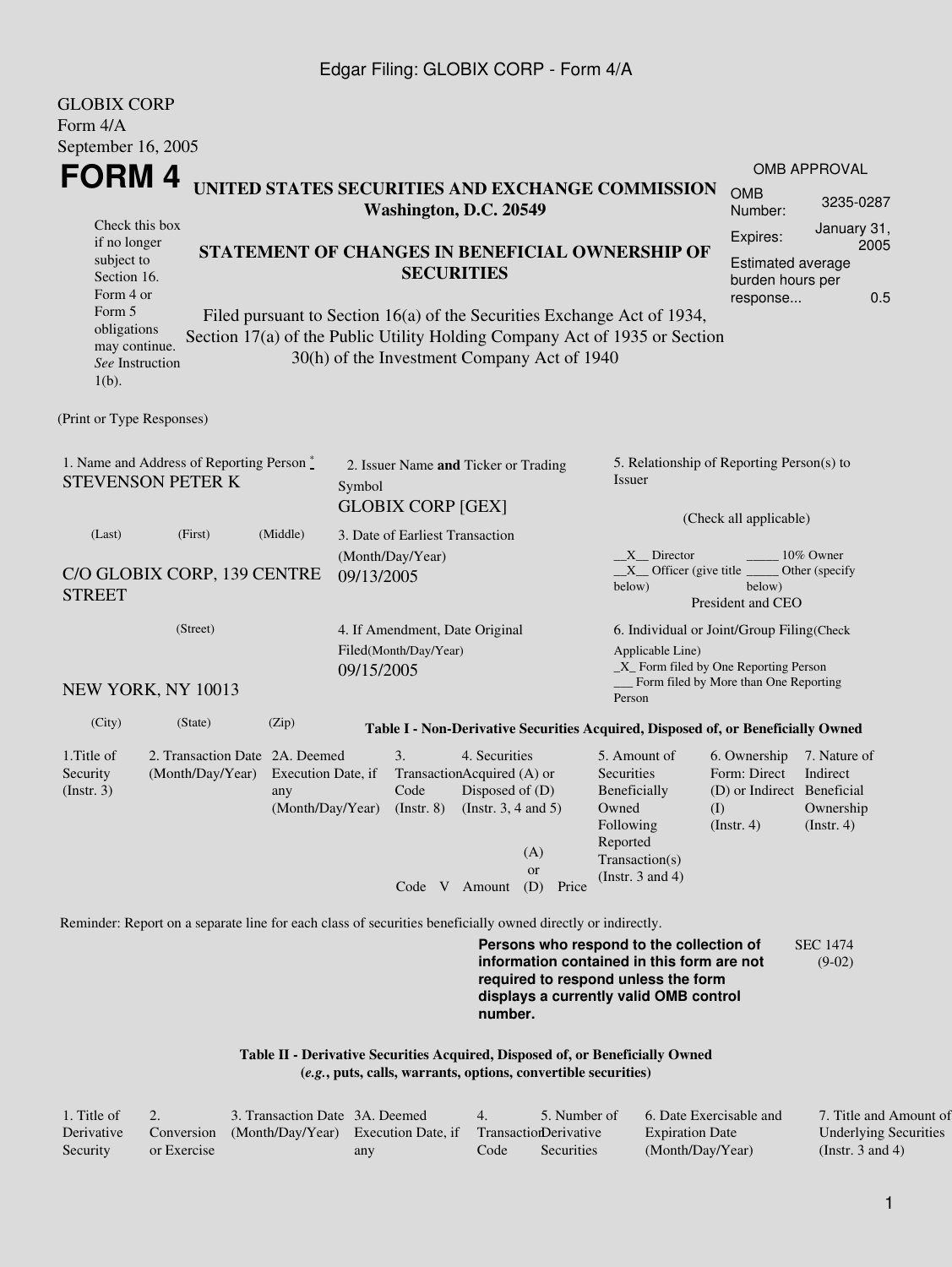GLOBIX CORP
Form 4/A
September 16, 2005

# FORM 4

## UNITED STATES SECURITIES AND EXCHANGE COMMISSION
**Washington, D.C. 20549**

Check this box if no longer subject to Section 16. Form 4 or Form 5 obligations may continue. *See* Instruction 1(b).

## STATEMENT OF CHANGES IN BENEFICIAL OWNERSHIP OF SECURITIES

Filed pursuant to Section 16(a) of the Securities Exchange Act of 1934, Section 17(a) of the Public Utility Holding Company Act of 1935 or Section 30(h) of the Investment Company Act of 1940

| OMB APPROVAL | |
|---|---|
| OMB Number: | 3235-0287 |
| Expires: | January 31, 2005 |
| Estimated average burden hours per response... | 0.5 |

(Print or Type Responses)

1. Name and Address of Reporting Person *
STEVENSON PETER K

(Last) (First) (Middle)

C/O GLOBIX CORP, 139 CENTRE STREET

(Street)

NEW YORK, NY 10013

(City) (State) (Zip)

2. Issuer Name **and** Ticker or Trading Symbol
GLOBIX CORP [GEX]

3. Date of Earliest Transaction (Month/Day/Year)
09/13/2005

4. If Amendment, Date Original Filed(Month/Day/Year)
09/15/2005

5. Relationship of Reporting Person(s) to Issuer

(Check all applicable)

__X__ Director _____ 10% Owner
__X__ Officer (give title below) _____ Other (specify below)
President and CEO

6. Individual or Joint/Group Filing(Check Applicable Line)
_X_ Form filed by One Reporting Person
___ Form filed by More than One Reporting Person

**Table I - Non-Derivative Securities Acquired, Disposed of, or Beneficially Owned**

| 1.Title of Security (Instr. 3) | 2. Transaction Date (Month/Day/Year) | 2A. Deemed Execution Date, if any (Month/Day/Year) | 3. Transaction Code (Instr. 8) | | 4. Securities Acquired (A) or Disposed of (D) (Instr. 3, 4 and 5) | | | 5. Amount of Securities Beneficially Owned Following Reported Transaction(s) (Instr. 3 and 4) | 6. Ownership Form: Direct (D) or Indirect (I) (Instr. 4) | 7. Nature of Indirect Beneficial Ownership (Instr. 4) |
|---|---|---|---|---|---|---|---|---|---|---|
| | | | Code | V | Amount | (A) or (D) | Price | | | |

Reminder: Report on a separate line for each class of securities beneficially owned directly or indirectly.

**Persons who respond to the collection of information contained in this form are not required to respond unless the form displays a currently valid OMB control number.**

SEC 1474 (9-02)

**Table II - Derivative Securities Acquired, Disposed of, or Beneficially Owned (*e.g.*, puts, calls, warrants, options, convertible securities)**

| 1. Title of Derivative Security | 2. Conversion or Exercise | 3. Transaction Date (Month/Day/Year) | 3A. Deemed Execution Date, if any | 4. Transaction Code | 5. Number of Derivative Securities | 6. Date Exercisable and Expiration Date (Month/Day/Year) | 7. Title and Amount of Underlying Securities (Instr. 3 and 4) |
|---|---|---|---|---|---|---|---|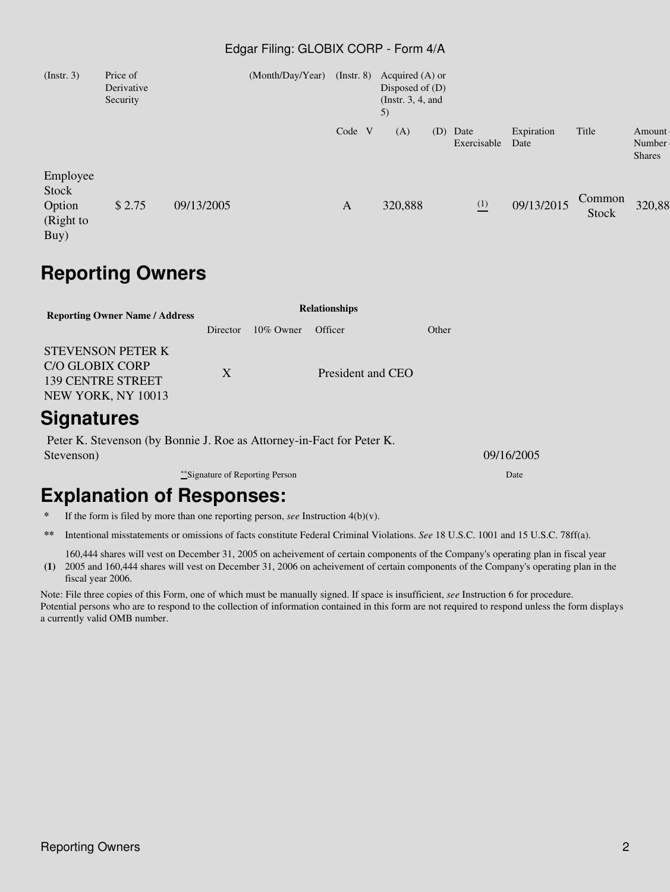| (Instr. 3) | Price of Derivative Security | | (Month/Day/Year) | (Instr. 8) | | Acquired (A) or Disposed of (D) (Instr. 3, 4, and 5) | | | | | |
|---|---|---|---|---|---|---|---|---|---|---|---|
| | | | | Code | V | (A) | (D) | Date Exercisable | Expiration Date | Title | Amount or Number of Shares |
| Employee Stock Option (Right to Buy) | $ 2.75 | 09/13/2005 | | A | | 320,888 | | (1) | 09/13/2015 | Common Stock | 320,888 |

## Reporting Owners

| Reporting Owner Name / Address | Relationships | | | |
|---|---|---|---|---|
| | Director | 10% Owner | Officer | Other |
| STEVENSON PETER K<br>C/O GLOBIX CORP<br>139 CENTRE STREET<br>NEW YORK, NY 10013 | X | | President and CEO | |

## Signatures

| | |
|---|---|
| Peter K. Stevenson (by Bonnie J. Roe as Attorney-in-Fact for Peter K. Stevenson) | 09/16/2005 |
| **Signature of Reporting Person | Date |

## Explanation of Responses:

\* If the form is filed by more than one reporting person, *see* Instruction 4(b)(v).

** Intentional misstatements or omissions of facts constitute Federal Criminal Violations. *See* 18 U.S.C. 1001 and 15 U.S.C. 78ff(a).

**(1)** 160,444 shares will vest on December 31, 2005 on acheivement of certain components of the Company's operating plan in fiscal year 2005 and 160,444 shares will vest on December 31, 2006 on acheivement of certain components of the Company's operating plan in the fiscal year 2006.

Note: File three copies of this Form, one of which must be manually signed. If space is insufficient, *see* Instruction 6 for procedure.
Potential persons who are to respond to the collection of information contained in this form are not required to respond unless the form displays a currently valid OMB number.